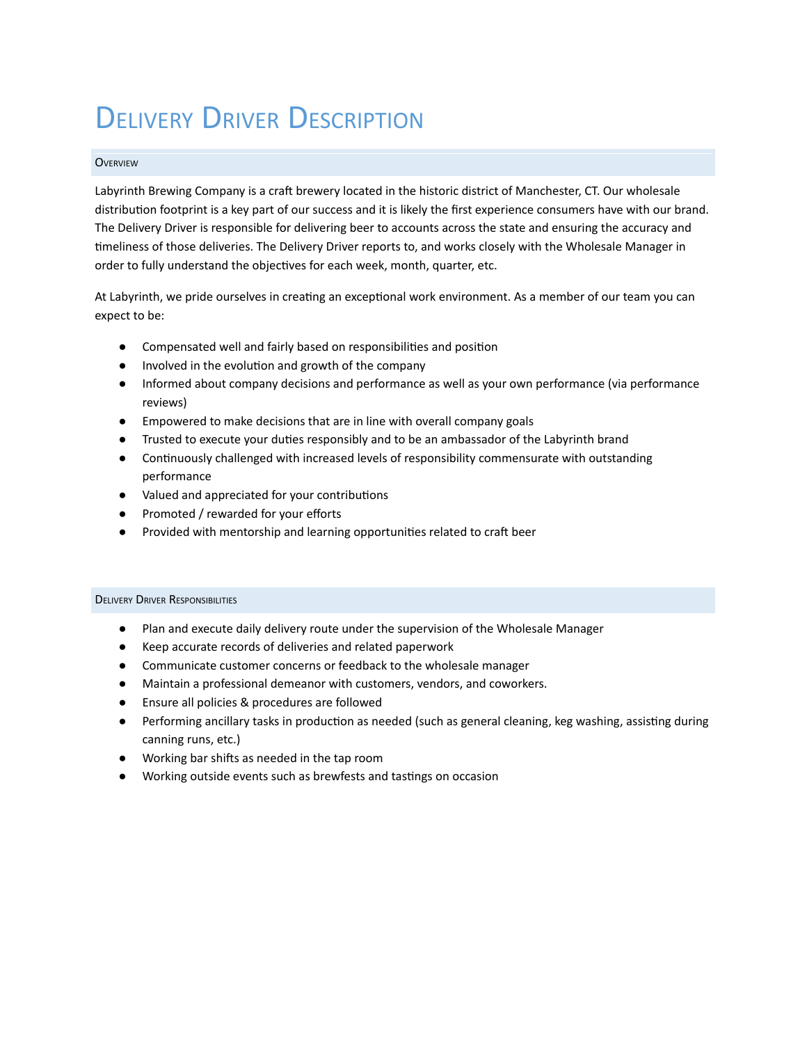# Delivery Driver Description

## Overview

Labyrinth Brewing Company is a craft brewery located in the historic district of Manchester, CT. Our wholesale distribution footprint is a key part of our success and it is likely the first experience consumers have with our brand. The Delivery Driver is responsible for delivering beer to accounts across the state and ensuring the accuracy and timeliness of those deliveries. The Delivery Driver reports to, and works closely with the Wholesale Manager in order to fully understand the objectives for each week, month, quarter, etc.

At Labyrinth, we pride ourselves in creating an exceptional work environment. As a member of our team you can expect to be:

- Compensated well and fairly based on responsibilities and position
- Involved in the evolution and growth of the company
- Informed about company decisions and performance as well as your own performance (via performance reviews)
- Empowered to make decisions that are in line with overall company goals
- Trusted to execute your duties responsibly and to be an ambassador of the Labyrinth brand
- Continuously challenged with increased levels of responsibility commensurate with outstanding performance
- Valued and appreciated for your contributions
- Promoted / rewarded for your efforts
- Provided with mentorship and learning opportunities related to craft beer

## Delivery Driver Responsibilities

- Plan and execute daily delivery route under the supervision of the Wholesale Manager
- Keep accurate records of deliveries and related paperwork
- Communicate customer concerns or feedback to the wholesale manager
- Maintain a professional demeanor with customers, vendors, and coworkers.
- Ensure all policies & procedures are followed
- Performing ancillary tasks in production as needed (such as general cleaning, keg washing, assisting during canning runs, etc.)
- Working bar shifts as needed in the tap room
- Working outside events such as brewfests and tastings on occasion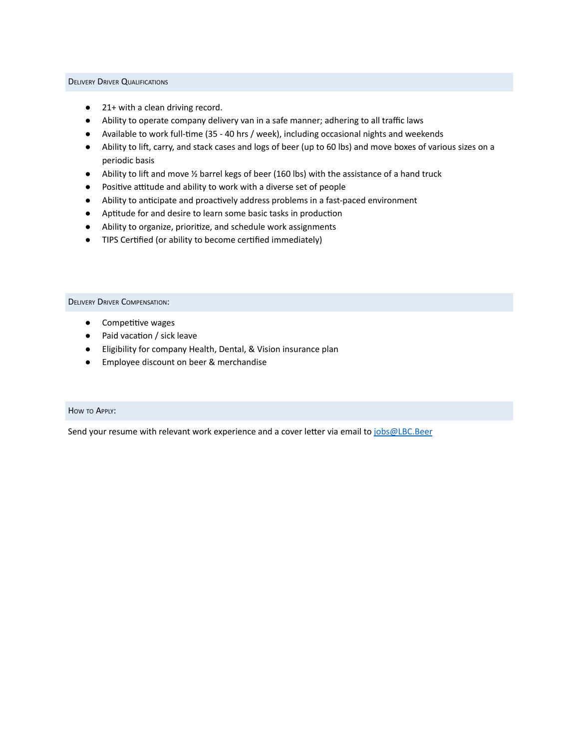## Delivery Driver Qualifications

- 21+ with a clean driving record.
- Ability to operate company delivery van in a safe manner; adhering to all traffic laws
- Available to work full-time (35 - 40 hrs / week), including occasional nights and weekends
- Ability to lift, carry, and stack cases and logs of beer (up to 60 lbs) and move boxes of various sizes on a periodic basis
- Ability to lift and move ½ barrel kegs of beer (160 lbs) with the assistance of a hand truck
- Positive attitude and ability to work with a diverse set of people
- Ability to anticipate and proactively address problems in a fast-paced environment
- Aptitude for and desire to learn some basic tasks in production
- Ability to organize, prioritize, and schedule work assignments
- TIPS Certified (or ability to become certified immediately)

## Delivery Driver Compensation:

- Competitive wages
- Paid vacation / sick leave
- Eligibility for company Health, Dental, & Vision insurance plan
- Employee discount on beer & merchandise

## How to Apply:

Send your resume with relevant work experience and a cover letter via email to [jobs@LBC.Beer](mailto:jobs@LBC.Beer)